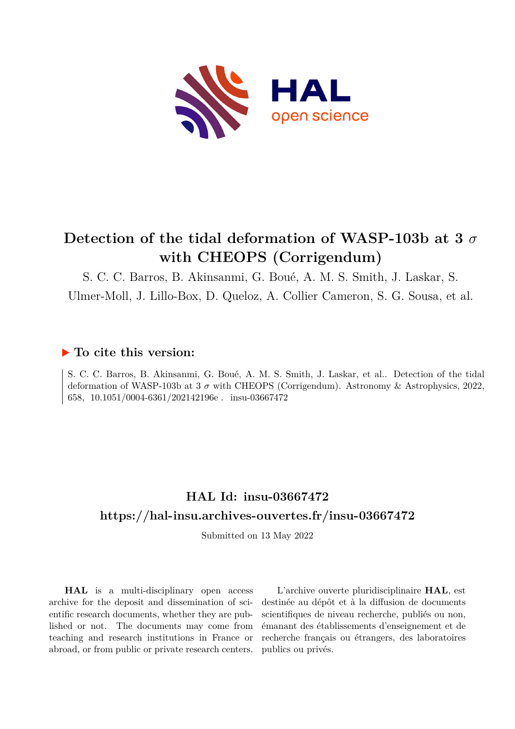# Detection of the tidal deformation of WASP-103b at 3 $\sigma$ with CHEOPS (Corrigendum)

S. C. C. Barros, B. Akinsanmi, G. Boué, A. M. S. Smith, J. Laskar, S. Ulmer-Moll, J. Lillo-Box, D. Queloz, A. Collier Cameron, S. G. Sousa, et al.

## ▶ To cite this version:

S. C. C. Barros, B. Akinsanmi, G. Boué, A. M. S. Smith, J. Laskar, et al.. Detection of the tidal deformation of WASP-103b at 3 $\sigma$ with CHEOPS (Corrigendum). Astronomy & Astrophysics, 2022, 658, 10.1051/0004-6361/202142196e . insu-03667472

## HAL Id: insu-03667472

## https://hal-insu.archives-ouvertes.fr/insu-03667472

Submitted on 13 May 2022

**HAL** is a multi-disciplinary open access archive for the deposit and dissemination of scientific research documents, whether they are published or not. The documents may come from teaching and research institutions in France or abroad, or from public or private research centers.

L'archive ouverte pluridisciplinaire **HAL**, est destinée au dépôt et à la diffusion de documents scientifiques de niveau recherche, publiés ou non, émanant des établissements d'enseignement et de recherche français ou étrangers, des laboratoires publics ou privés.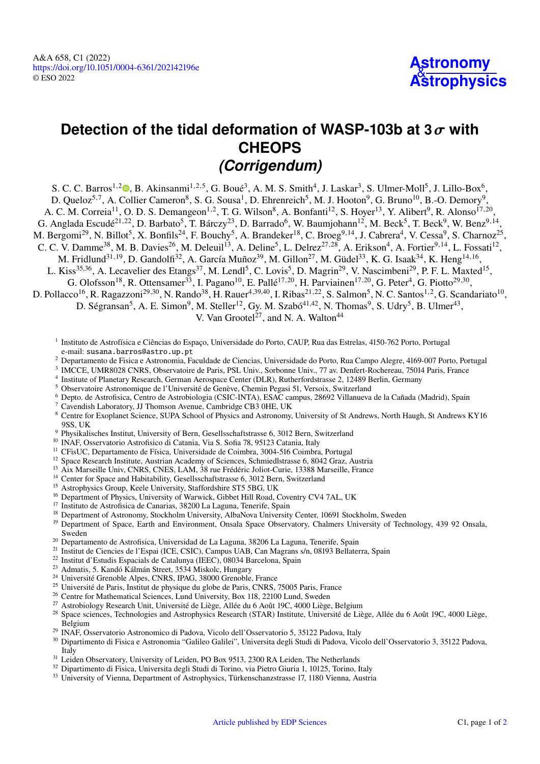# Detection of the tidal deformation of WASP-103b at 3 $\sigma$ with CHEOPS

## *(Corrigendum)*

S. C. C. Barros[1,2], B. Akinsanmi[1,2,5], G. Boué[3], A. M. S. Smith[4], J. Laskar[3], S. Ulmer-Moll[5], J. Lillo-Box[6], D. Queloz[5,7], A. Collier Cameron[8], S. G. Sousa[1], D. Ehrenreich[5], M. J. Hooton[9], G. Bruno[10], B.-O. Demory[9], A. C. M. Correia[11], O. D. S. Demangeon[1,2], T. G. Wilson[8], A. Bonfanti[12], S. Hoyer[13], Y. Alibert[9], R. Alonso[17,20], G. Anglada Escudé[21,22], D. Barbato[5], T. Bárczy[23], D. Barrado[6], W. Baumjohann[12], M. Beck[5], T. Beck[9], W. Benz[9,14], M. Bergomi[29], N. Billot[5], X. Bonfils[24], F. Bouchy[5], A. Brandeker[18], C. Broeg[9,14], J. Cabrera[4], V. Cessa[9], S. Charnoz[25], C. C. V. Damme[38], M. B. Davies[26], M. Deleuil[13], A. Deline[5], L. Delrez[27,28], A. Erikson[4], A. Fortier[9,14], L. Fossati[12], M. Fridlund[31,19], D. Gandolfi[32], A. García Muñoz[39], M. Gillon[27], M. Güdel[33], K. G. Isaak[34], K. Heng[14,16], L. Kiss[35,36], A. Lecavelier des Etangs[37], M. Lendl[5], C. Lovis[5], D. Magrin[29], V. Nascimbeni[29], P. F. L. Maxted[15], G. Olofsson[18], R. Ottensamer[33], I. Pagano[10], E. Pallé[17,20], H. Parviainen[17,20], G. Peter[4], G. Piotto[29,30], D. Pollacco[16], R. Ragazzoni[29,30], N. Rando[38], H. Rauer[4,39,40], I. Ribas[21,22], S. Salmon[5], N. C. Santos[1,2], G. Scandariato[10], D. Ségransan[5], A. E. Simon[9], M. Steller[12], Gy. M. Szabó[41,42], N. Thomas[9], S. Udry[5], B. Ulmer[43], V. Van Grootel[27], and N. A. Walton[44]

[1] Instituto de Astrofísica e Ciências do Espaço, Universidade do Porto, CAUP, Rua das Estrelas, 4150-762 Porto, Portugal
e-mail: susana.barros@astro.up.pt

[2] Departamento de Fisica e Astronomia, Faculdade de Ciencias, Universidade do Porto, Rua Campo Alegre, 4169-007 Porto, Portugal

[3] IMCCE, UMR8028 CNRS, Observatoire de Paris, PSL Univ., Sorbonne Univ., 77 av. Denfert-Rochereau, 75014 Paris, France

[4] Institute of Planetary Research, German Aerospace Center (DLR), Rutherfordstrasse 2, 12489 Berlin, Germany

[5] Observatoire Astronomique de l'Université de Genève, Chemin Pegasi 51, Versoix, Switzerland

[6] Depto. de Astrofisica, Centro de Astrobiologia (CSIC-INTA), ESAC campus, 28692 Villanueva de la Cañada (Madrid), Spain

[7] Cavendish Laboratory, JJ Thomson Avenue, Cambridge CB3 0HE, UK

[8] Centre for Exoplanet Science, SUPA School of Physics and Astronomy, University of St Andrews, North Haugh, St Andrews KY16 9SS, UK

[9] Physikalisches Institut, University of Bern, Gesellsschaftstrasse 6, 3012 Bern, Switzerland

[10] INAF, Osservatorio Astrofisico di Catania, Via S. Sofia 78, 95123 Catania, Italy

[11] CFisUC, Departamento de Física, Universidade de Coimbra, 3004-516 Coimbra, Portugal

[12] Space Research Institute, Austrian Academy of Sciences, Schmiedlstrasse 6, 8042 Graz, Austria

[13] Aix Marseille Univ, CNRS, CNES, LAM, 38 rue Frédéric Joliot-Curie, 13388 Marseille, France

[14] Center for Space and Habitability, Gesellsschaftstrasse 6, 3012 Bern, Switzerland

[15] Astrophysics Group, Keele University, Staffordshire ST5 5BG, UK

[16] Department of Physics, University of Warwick, Gibbet Hill Road, Coventry CV4 7AL, UK

[17] Instituto de Astrofisica de Canarias, 38200 La Laguna, Tenerife, Spain

[18] Department of Astronomy, Stockholm University, AlbaNova University Center, 10691 Stockholm, Sweden

[19] Department of Space, Earth and Environment, Onsala Space Observatory, Chalmers University of Technology, 439 92 Onsala, Sweden

[20] Departamento de Astrofisica, Universidad de La Laguna, 38206 La Laguna, Tenerife, Spain

[21] Institut de Ciencies de l'Espai (ICE, CSIC), Campus UAB, Can Magrans s/n, 08193 Bellaterra, Spain

[22] Institut d'Estudis Espacials de Catalunya (IEEC), 08034 Barcelona, Spain

[23] Admatis, 5. Kandó Kálmán Street, 3534 Miskolc, Hungary

[24] Université Grenoble Alpes, CNRS, IPAG, 38000 Grenoble, France

[25] Université de Paris, Institut de physique du globe de Paris, CNRS, 75005 Paris, France

[26] Centre for Mathematical Sciences, Lund University, Box 118, 22100 Lund, Sweden

[27] Astrobiology Research Unit, Université de Liège, Allée du 6 Août 19C, 4000 Liège, Belgium

[28] Space sciences, Technologies and Astrophysics Research (STAR) Institute, Université de Liège, Allée du 6 Août 19C, 4000 Liège, Belgium

[29] INAF, Osservatorio Astronomico di Padova, Vicolo dell'Osservatorio 5, 35122 Padova, Italy

[30] Dipartimento di Fisica e Astronomia "Galileo Galilei", Universita degli Studi di Padova, Vicolo dell'Osservatorio 3, 35122 Padova, Italy

[31] Leiden Observatory, University of Leiden, PO Box 9513, 2300 RA Leiden, The Netherlands

[32] Dipartimento di Fisica, Universita degli Studi di Torino, via Pietro Giuria 1, 10125, Torino, Italy

[33] University of Vienna, Department of Astrophysics, Türkenschanzstrasse 17, 1180 Vienna, Austria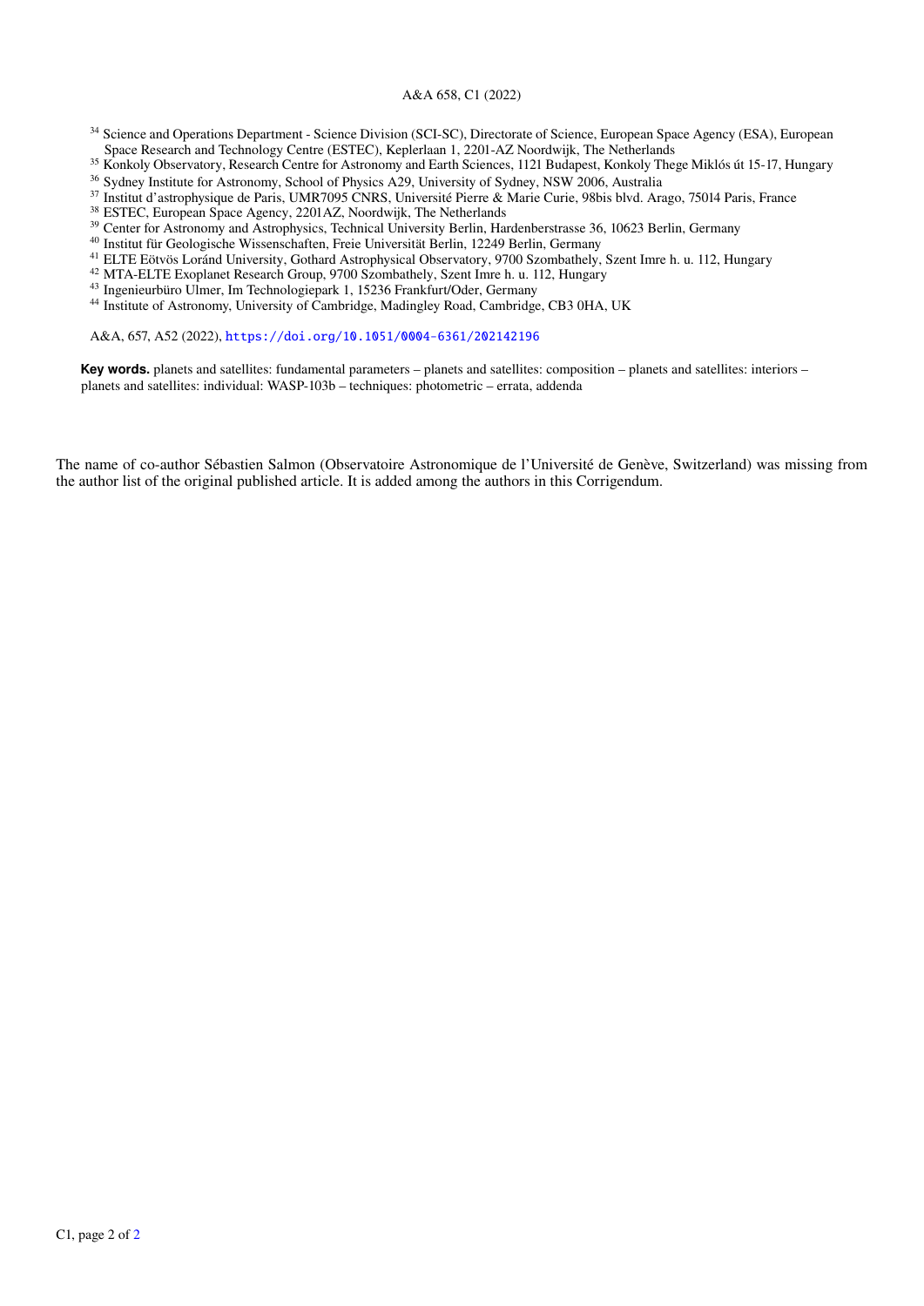[34] Science and Operations Department - Science Division (SCI-SC), Directorate of Science, European Space Agency (ESA), European Space Research and Technology Centre (ESTEC), Keplerlaan 1, 2201-AZ Noordwijk, The Netherlands
[35] Konkoly Observatory, Research Centre for Astronomy and Earth Sciences, 1121 Budapest, Konkoly Thege Miklós út 15-17, Hungary
[36] Sydney Institute for Astronomy, School of Physics A29, University of Sydney, NSW 2006, Australia
[37] Institut d'astrophysique de Paris, UMR7095 CNRS, Université Pierre & Marie Curie, 98bis blvd. Arago, 75014 Paris, France
[38] ESTEC, European Space Agency, 2201AZ, Noordwijk, The Netherlands
[39] Center for Astronomy and Astrophysics, Technical University Berlin, Hardenberstrasse 36, 10623 Berlin, Germany
[40] Institut für Geologische Wissenschaften, Freie Universität Berlin, 12249 Berlin, Germany
[41] ELTE Eötvös Loránd University, Gothard Astrophysical Observatory, 9700 Szombathely, Szent Imre h. u. 112, Hungary
[42] MTA-ELTE Exoplanet Research Group, 9700 Szombathely, Szent Imre h. u. 112, Hungary
[43] Ingenieurbüro Ulmer, Im Technologiepark 1, 15236 Frankfurt/Oder, Germany
[44] Institute of Astronomy, University of Cambridge, Madingley Road, Cambridge, CB3 0HA, UK

A&A, 657, A52 (2022), https://doi.org/10.1051/0004-6361/202142196

**Key words.** planets and satellites: fundamental parameters – planets and satellites: composition – planets and satellites: interiors – planets and satellites: individual: WASP-103b – techniques: photometric – errata, addenda

The name of co-author Sébastien Salmon (Observatoire Astronomique de l'Université de Genève, Switzerland) was missing from the author list of the original published article. It is added among the authors in this Corrigendum.